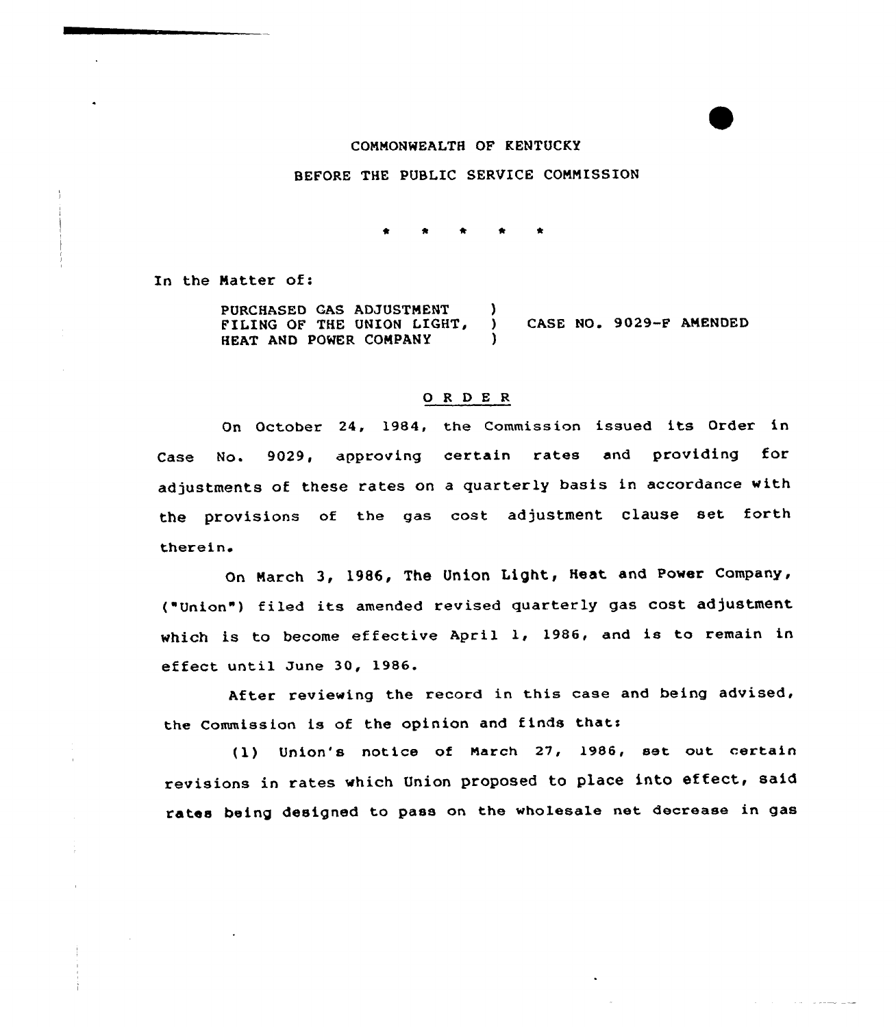COMMONWEALTH OF KENTUCKY

BEFORE THE PUBLIC SERVICE COMMISSION

\* \* \* \* \*

In the Matter of:

PURCHASED GAS ADJUSTMENT FILING OF THE UNION LIGHT, HEAT AND POWER COMPANY ) CASE NO. 9029-F AMENDED

## O R D E R

On October 24, 1984, the Commission issued its Order in Case No. 9029, approving certain rates and providing for adjustments of these rates on a quarterly basis in accordance with the provisions of the gas cost adjustment clause set forth therein.

On March 3, 1986, The Union Light, Heat and Power Company, ("Union") filed its amended revised quarterly gas cost adjustment which is to become effective April 1, 1986, and is to remain in effect until June 30, 1986.

After reviewing the record in this case and being advised, the Commission is of the opinion and finds that:

(1) Union's notice of March 27, 1986, set out certain revisions in rates which Union proposed to place into effect, said rates being designed to pass on the wholesale net decrease in gas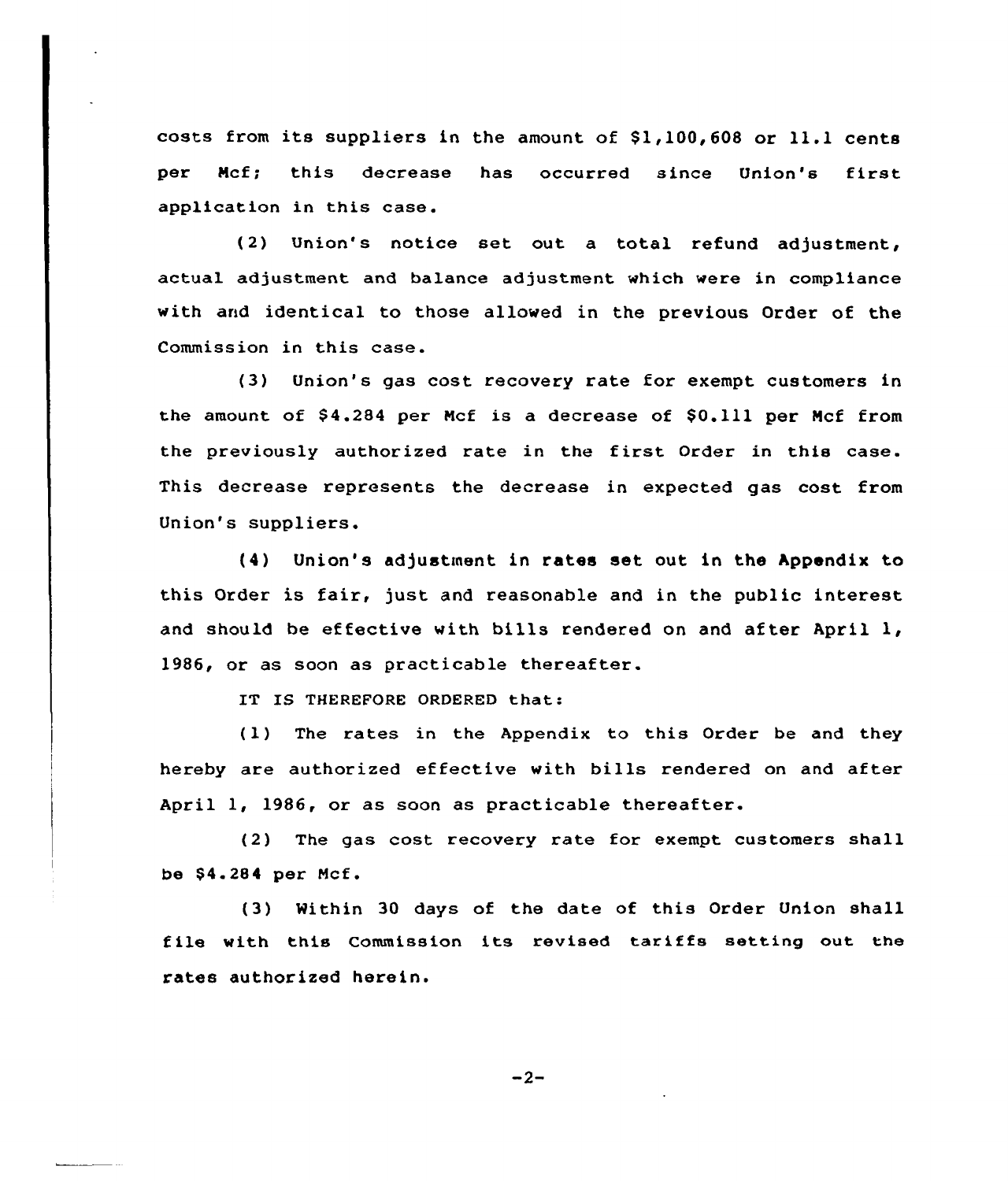costs from its suppliers in the amount of $1,100,608 or 11.1 cents per Mcf; this decrease has occurred since Union's first application in this case.

(2) Union's notice set out a total refund adjustment, actual adjustment and balance adjustment which were in compliance with and identical to those allowed in the previous Order of the Commission in this case.

(3) Union's gas cost recovery rate for exempt customers in the amount of $4.284 per Mcf is a decrease of $0.111 per Mcf from the previously authorized rate in the first Order in this case. This decrease represents the decrease in expected gas cost from Union's suppliers.

(4) Union's adjustment in rates set out in the Appendix to this Order is fair, just and reasonable and in the public interest and should be effective with bills rendered on and after April 1, 1986, or as soon as practicable thereafter.

IT IS THEREFORE ORDERED that:

(1) The rates in the Appendix to this Order be and they hereby are authorized effective with bills rendered on and after April 1, 1986, or as soon as practicable thereafter.

(2) The gas cost recovery rate for exempt customers shall be $4.284 per Mcf.

(3) Within 30 days of the date of this Order Union shall file with this Commission its revised tariffs setting out the rates authorized herein.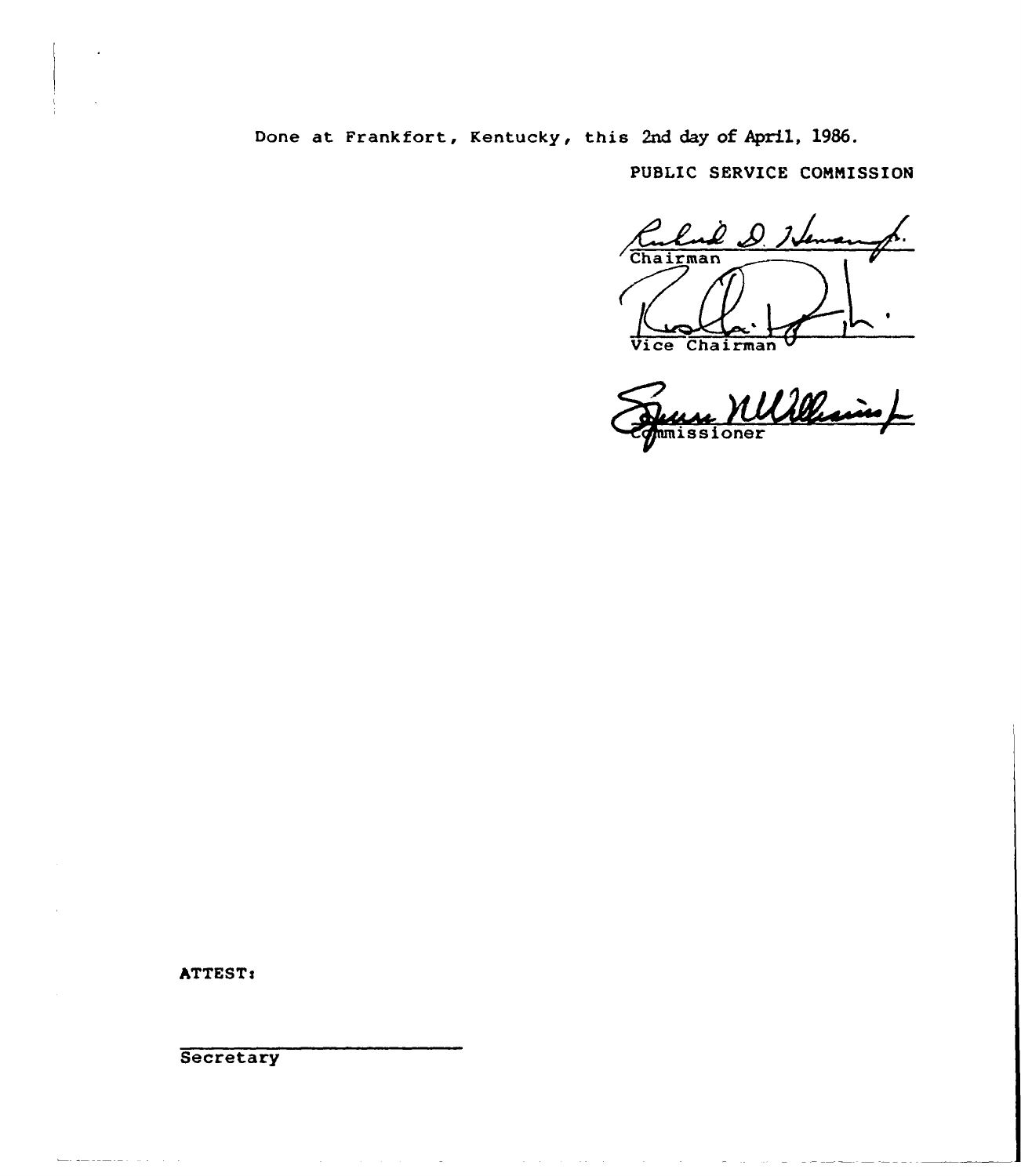Done at Frankfort, Kentucky, this 2nd day of April, 1986.

PUBLIC SERVICE COMMISSION

Chairman

Vice Chairman

Commissioner

ATTEST:

Secretary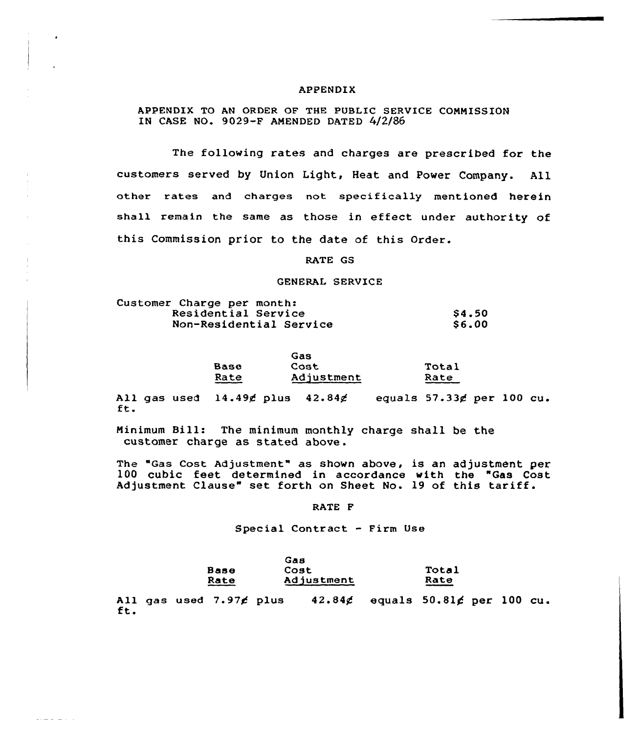# APPENDIX

APPENDIX TO AN ORDER OF THE PUBLIC SERVICE COMMISSION IN CASE NO. 9029-F AMENDED DATED 4/2/86

The following rates and charges are prescribed for the customers served by Union Light, Heat and Power Company. All other rates and charges not specifically mentioned herein shall remain the same as those in effect under authority of this Commission prior to the date of this Order.

## RATE GS

### GENERAL SERVICE

Customer Charge per month:

| | |
|---|---|
| Residential Service | $4.50 |
| Non-Residential Service | $6.00 |

| | Base Rate | | Gas Cost Adjustment | | Total Rate |
|---|---|---|---|---|---|
| All gas used | 14.49¢ | plus | 42.84¢ | equals | 57.33¢ per 100 cu. ft. |

Minimum Bill: The minimum monthly charge shall be the customer charge as stated above.

The "Gas Cost Adjustment" as shown above, is an adjustment per 100 cubic feet determined in accordance with the "Gas Cost Adjustment Clause" set forth on Sheet No. 19 of this tariff.

## RATE F

### Special Contract - Firm Use

| | Base Rate | | Gas Cost Adjustment | | Total Rate |
|---|---|---|---|---|---|
| All gas used | 7.97¢ | plus | 42.84¢ | equals | 50.81¢ per 100 cu. ft. |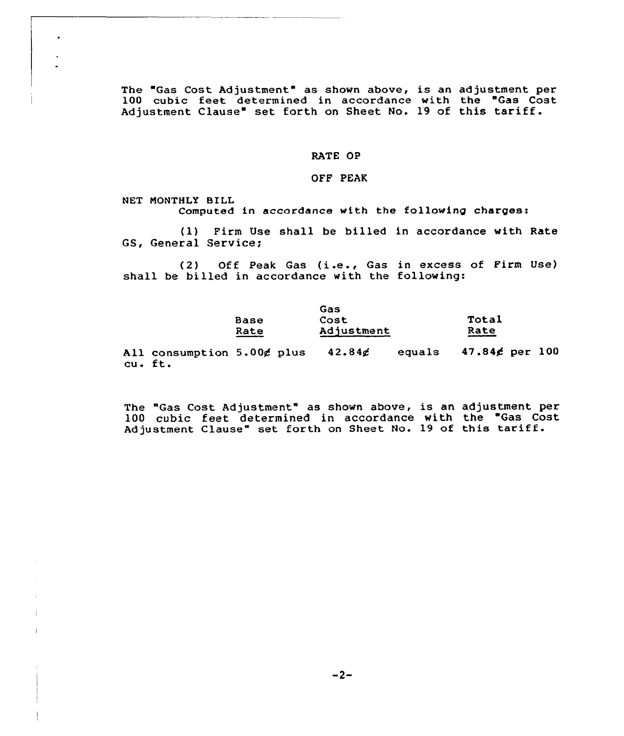The "Gas Cost Adjustment" as shown above, is an adjustment per 100 cubic feet determined in accordance with the "Gas Cost Adjustment Clause" set forth on Sheet No. 19 of this tariff.

RATE OP

OFF PEAK

NET MONTHLY BILL

Computed in accordance with the following charges:

(1) Firm Use shall be billed in accordance with Rate GS, General Service;

(2) Off Peak Gas (i.e., Gas in excess of Firm Use) shall be billed in accordance with the following:

| | Base Rate | | Gas Cost Adjustment | | Total Rate |
|---|---|---|---|---|---|
| All consumption | 5.00¢ | plus | 42.84¢ | equals | 47.84¢ per 100 cu. ft. |

The "Gas Cost Adjustment" as shown above, is an adjustment per 100 cubic feet determined in accordance with the "Gas Cost Adjustment Clause" set forth on Sheet No. 19 of this tariff.